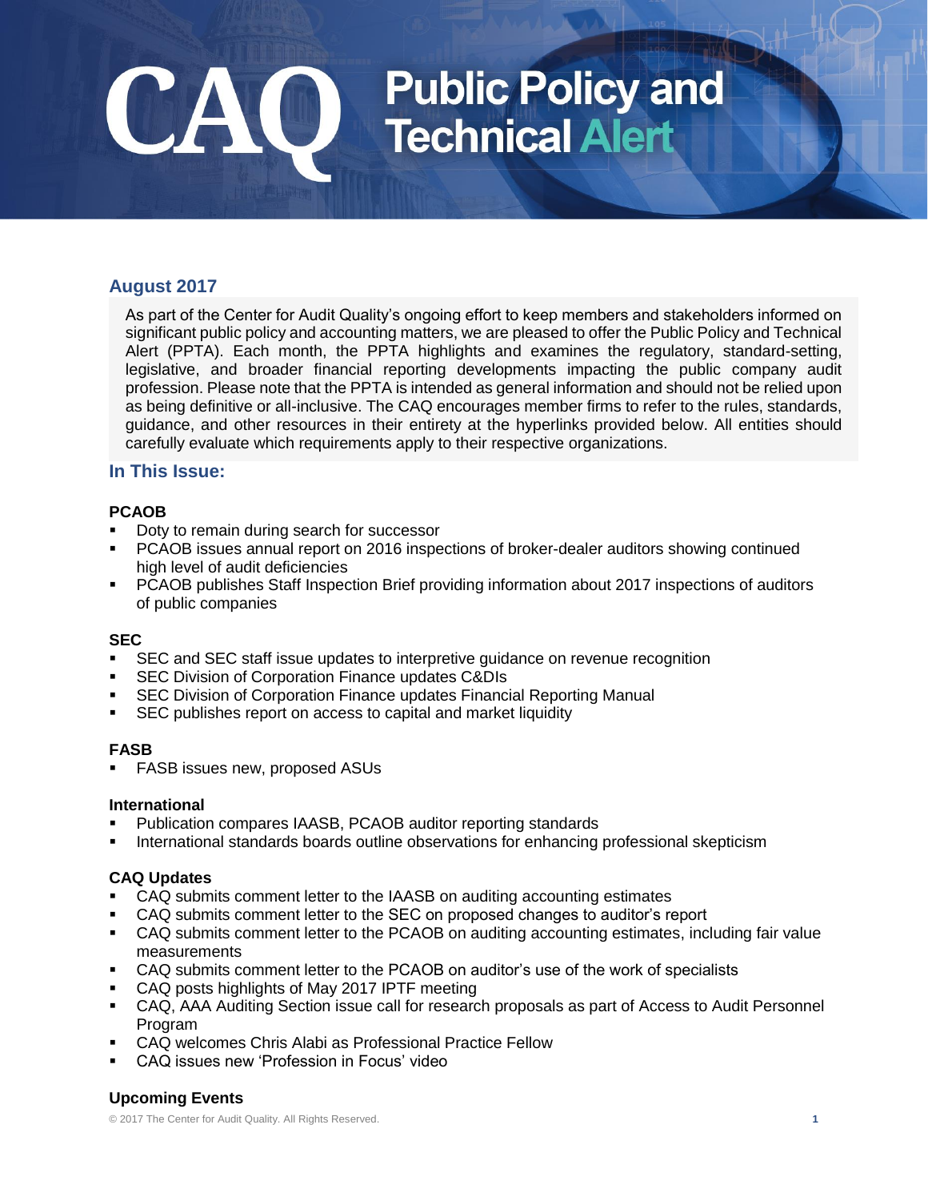# CAQ Public Policy and Technical Alert

## August 2017

As part of the Center for Audit Quality's ongoing effort to keep members and stakeholders informed on significant public policy and accounting matters, we are pleased to offer the Public Policy and Technical Alert (PPTA). Each month, the PPTA highlights and examines the regulatory, standard-setting, legislative, and broader financial reporting developments impacting the public company audit profession. Please note that the PPTA is intended as general information and should not be relied upon as being definitive or all-inclusive. The CAQ encourages member firms to refer to the rules, standards, guidance, and other resources in their entirety at the hyperlinks provided below. All entities should carefully evaluate which requirements apply to their respective organizations.

## In This Issue:

**PCAOB**

- Doty to remain during search for successor
- PCAOB issues annual report on 2016 inspections of broker-dealer auditors showing continued high level of audit deficiencies
- PCAOB publishes Staff Inspection Brief providing information about 2017 inspections of auditors of public companies

**SEC**

- SEC and SEC staff issue updates to interpretive guidance on revenue recognition
- SEC Division of Corporation Finance updates C&DIs
- SEC Division of Corporation Finance updates Financial Reporting Manual
- SEC publishes report on access to capital and market liquidity

**FASB**

- FASB issues new, proposed ASUs

**International**

- Publication compares IAASB, PCAOB auditor reporting standards
- International standards boards outline observations for enhancing professional skepticism

**CAQ Updates**

- CAQ submits comment letter to the IAASB on auditing accounting estimates
- CAQ submits comment letter to the SEC on proposed changes to auditor's report
- CAQ submits comment letter to the PCAOB on auditing accounting estimates, including fair value measurements
- CAQ submits comment letter to the PCAOB on auditor's use of the work of specialists
- CAQ posts highlights of May 2017 IPTF meeting
- CAQ, AAA Auditing Section issue call for research proposals as part of Access to Audit Personnel Program
- CAQ welcomes Chris Alabi as Professional Practice Fellow
- CAQ issues new 'Profession in Focus' video

**Upcoming Events**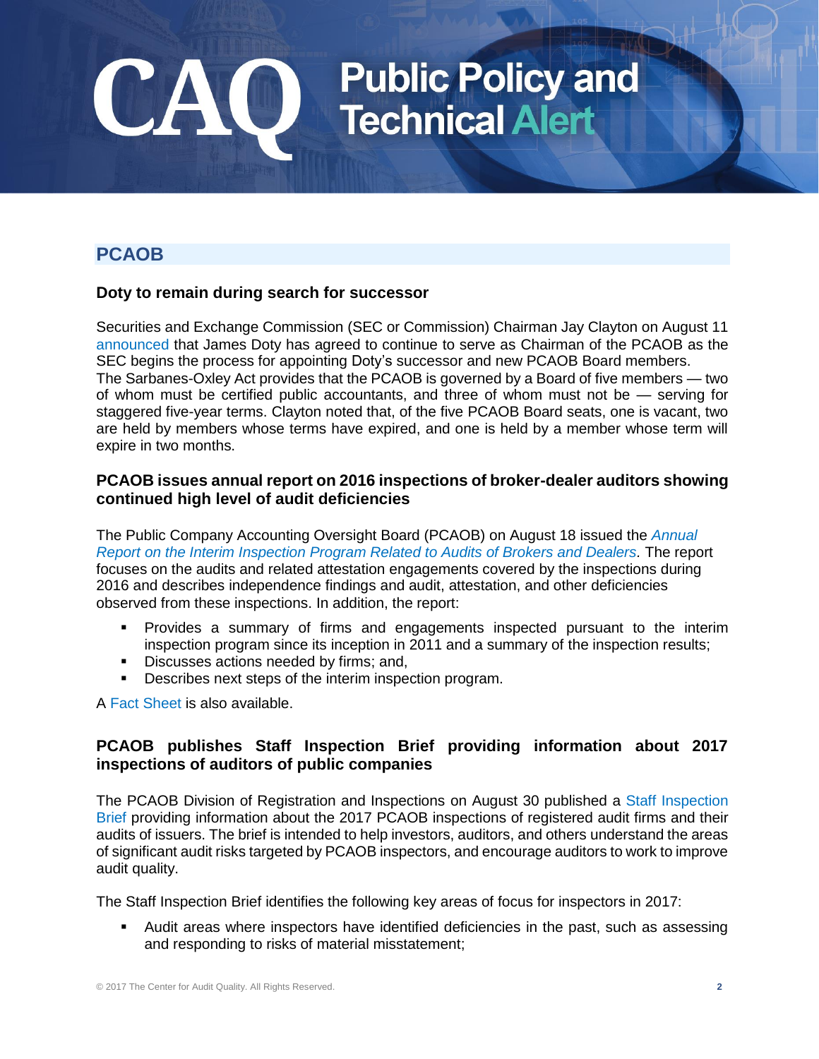# CAQ Public Policy and Technical Alert

## PCAOB

### Doty to remain during search for successor

Securities and Exchange Commission (SEC or Commission) Chairman Jay Clayton on August 11 announced that James Doty has agreed to continue to serve as Chairman of the PCAOB as the SEC begins the process for appointing Doty's successor and new PCAOB Board members. The Sarbanes-Oxley Act provides that the PCAOB is governed by a Board of five members — two of whom must be certified public accountants, and three of whom must not be — serving for staggered five-year terms. Clayton noted that, of the five PCAOB Board seats, one is vacant, two are held by members whose terms have expired, and one is held by a member whose term will expire in two months.

### PCAOB issues annual report on 2016 inspections of broker-dealer auditors showing continued high level of audit deficiencies

The Public Company Accounting Oversight Board (PCAOB) on August 18 issued the *Annual Report on the Interim Inspection Program Related to Audits of Brokers and Dealers*. The report focuses on the audits and related attestation engagements covered by the inspections during 2016 and describes independence findings and audit, attestation, and other deficiencies observed from these inspections. In addition, the report:

- Provides a summary of firms and engagements inspected pursuant to the interim inspection program since its inception in 2011 and a summary of the inspection results;
- Discusses actions needed by firms; and,
- Describes next steps of the interim inspection program.

A Fact Sheet is also available.

### PCAOB publishes Staff Inspection Brief providing information about 2017 inspections of auditors of public companies

The PCAOB Division of Registration and Inspections on August 30 published a Staff Inspection Brief providing information about the 2017 PCAOB inspections of registered audit firms and their audits of issuers. The brief is intended to help investors, auditors, and others understand the areas of significant audit risks targeted by PCAOB inspectors, and encourage auditors to work to improve audit quality.

The Staff Inspection Brief identifies the following key areas of focus for inspectors in 2017:

- Audit areas where inspectors have identified deficiencies in the past, such as assessing and responding to risks of material misstatement;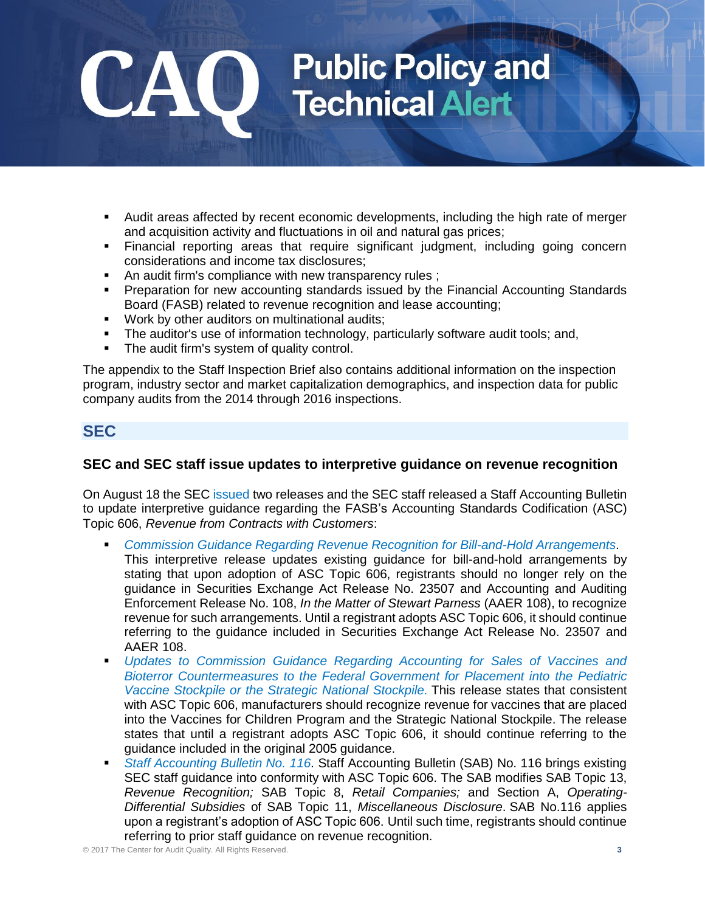- Audit areas affected by recent economic developments, including the high rate of merger and acquisition activity and fluctuations in oil and natural gas prices;
- Financial reporting areas that require significant judgment, including going concern considerations and income tax disclosures;
- An audit firm's compliance with new transparency rules ;
- Preparation for new accounting standards issued by the Financial Accounting Standards Board (FASB) related to revenue recognition and lease accounting;
- Work by other auditors on multinational audits;
- The auditor's use of information technology, particularly software audit tools; and,
- The audit firm's system of quality control.

The appendix to the Staff Inspection Brief also contains additional information on the inspection program, industry sector and market capitalization demographics, and inspection data for public company audits from the 2014 through 2016 inspections.

## SEC

### SEC and SEC staff issue updates to interpretive guidance on revenue recognition

On August 18 the SEC issued two releases and the SEC staff released a Staff Accounting Bulletin to update interpretive guidance regarding the FASB's Accounting Standards Codification (ASC) Topic 606, *Revenue from Contracts with Customers*:

- *Commission Guidance Regarding Revenue Recognition for Bill-and-Hold Arrangements*. This interpretive release updates existing guidance for bill-and-hold arrangements by stating that upon adoption of ASC Topic 606, registrants should no longer rely on the guidance in Securities Exchange Act Release No. 23507 and Accounting and Auditing Enforcement Release No. 108, *In the Matter of Stewart Parness* (AAER 108), to recognize revenue for such arrangements. Until a registrant adopts ASC Topic 606, it should continue referring to the guidance included in Securities Exchange Act Release No. 23507 and AAER 108.
- *Updates to Commission Guidance Regarding Accounting for Sales of Vaccines and Bioterror Countermeasures to the Federal Government for Placement into the Pediatric Vaccine Stockpile or the Strategic National Stockpile.* This release states that consistent with ASC Topic 606, manufacturers should recognize revenue for vaccines that are placed into the Vaccines for Children Program and the Strategic National Stockpile. The release states that until a registrant adopts ASC Topic 606, it should continue referring to the guidance included in the original 2005 guidance.
- *Staff Accounting Bulletin No. 116*. Staff Accounting Bulletin (SAB) No. 116 brings existing SEC staff guidance into conformity with ASC Topic 606. The SAB modifies SAB Topic 13, *Revenue Recognition;* SAB Topic 8, *Retail Companies;* and Section A, *Operating-Differential Subsidies* of SAB Topic 11, *Miscellaneous Disclosure*. SAB No.116 applies upon a registrant's adoption of ASC Topic 606. Until such time, registrants should continue referring to prior staff guidance on revenue recognition.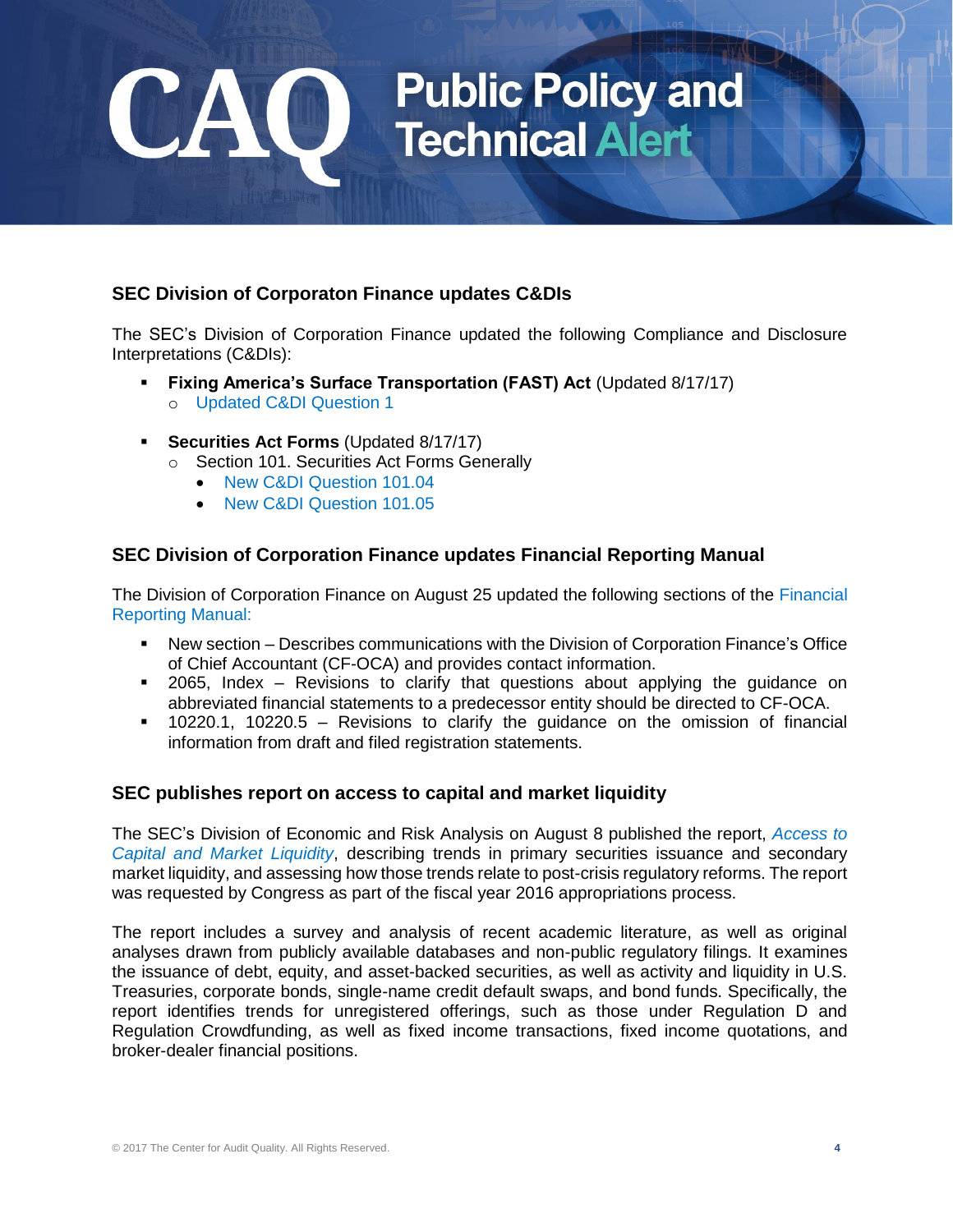## SEC Division of Corporaton Finance updates C&DIs

The SEC's Division of Corporation Finance updated the following Compliance and Disclosure Interpretations (C&DIs):

- **Fixing America's Surface Transportation (FAST) Act** (Updated 8/17/17)
  - Updated C&DI Question 1
- **Securities Act Forms** (Updated 8/17/17)
  - Section 101. Securities Act Forms Generally
    - New C&DI Question 101.04
    - New C&DI Question 101.05

## SEC Division of Corporation Finance updates Financial Reporting Manual

The Division of Corporation Finance on August 25 updated the following sections of the Financial Reporting Manual:

- New section – Describes communications with the Division of Corporation Finance's Office of Chief Accountant (CF-OCA) and provides contact information.
- 2065, Index – Revisions to clarify that questions about applying the guidance on abbreviated financial statements to a predecessor entity should be directed to CF-OCA.
- 10220.1, 10220.5 – Revisions to clarify the guidance on the omission of financial information from draft and filed registration statements.

## SEC publishes report on access to capital and market liquidity

The SEC's Division of Economic and Risk Analysis on August 8 published the report, *Access to Capital and Market Liquidity*, describing trends in primary securities issuance and secondary market liquidity, and assessing how those trends relate to post-crisis regulatory reforms. The report was requested by Congress as part of the fiscal year 2016 appropriations process.

The report includes a survey and analysis of recent academic literature, as well as original analyses drawn from publicly available databases and non-public regulatory filings. It examines the issuance of debt, equity, and asset-backed securities, as well as activity and liquidity in U.S. Treasuries, corporate bonds, single-name credit default swaps, and bond funds. Specifically, the report identifies trends for unregistered offerings, such as those under Regulation D and Regulation Crowdfunding, as well as fixed income transactions, fixed income quotations, and broker-dealer financial positions.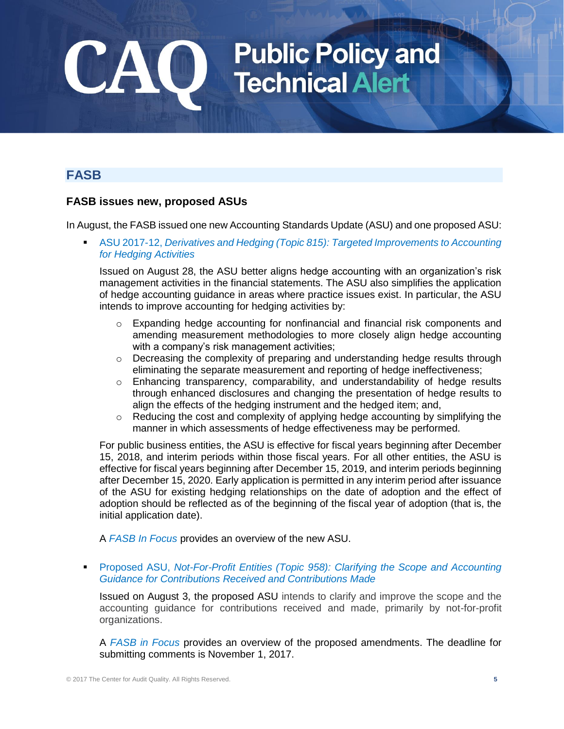## FASB

### FASB issues new, proposed ASUs

In August, the FASB issued one new Accounting Standards Update (ASU) and one proposed ASU:

- ASU 2017-12, *Derivatives and Hedging (Topic 815): Targeted Improvements to Accounting for Hedging Activities*

  Issued on August 28, the ASU better aligns hedge accounting with an organization's risk management activities in the financial statements. The ASU also simplifies the application of hedge accounting guidance in areas where practice issues exist. In particular, the ASU intends to improve accounting for hedging activities by:

  - Expanding hedge accounting for nonfinancial and financial risk components and amending measurement methodologies to more closely align hedge accounting with a company's risk management activities;
  - Decreasing the complexity of preparing and understanding hedge results through eliminating the separate measurement and reporting of hedge ineffectiveness;
  - Enhancing transparency, comparability, and understandability of hedge results through enhanced disclosures and changing the presentation of hedge results to align the effects of the hedging instrument and the hedged item; and,
  - Reducing the cost and complexity of applying hedge accounting by simplifying the manner in which assessments of hedge effectiveness may be performed.

  For public business entities, the ASU is effective for fiscal years beginning after December 15, 2018, and interim periods within those fiscal years. For all other entities, the ASU is effective for fiscal years beginning after December 15, 2019, and interim periods beginning after December 15, 2020. Early application is permitted in any interim period after issuance of the ASU for existing hedging relationships on the date of adoption and the effect of adoption should be reflected as of the beginning of the fiscal year of adoption (that is, the initial application date).

  A *FASB In Focus* provides an overview of the new ASU.

- Proposed ASU, *Not-For-Profit Entities (Topic 958): Clarifying the Scope and Accounting Guidance for Contributions Received and Contributions Made*

  Issued on August 3, the proposed ASU intends to clarify and improve the scope and the accounting guidance for contributions received and made, primarily by not-for-profit organizations.

  A *FASB in Focus* provides an overview of the proposed amendments. The deadline for submitting comments is November 1, 2017.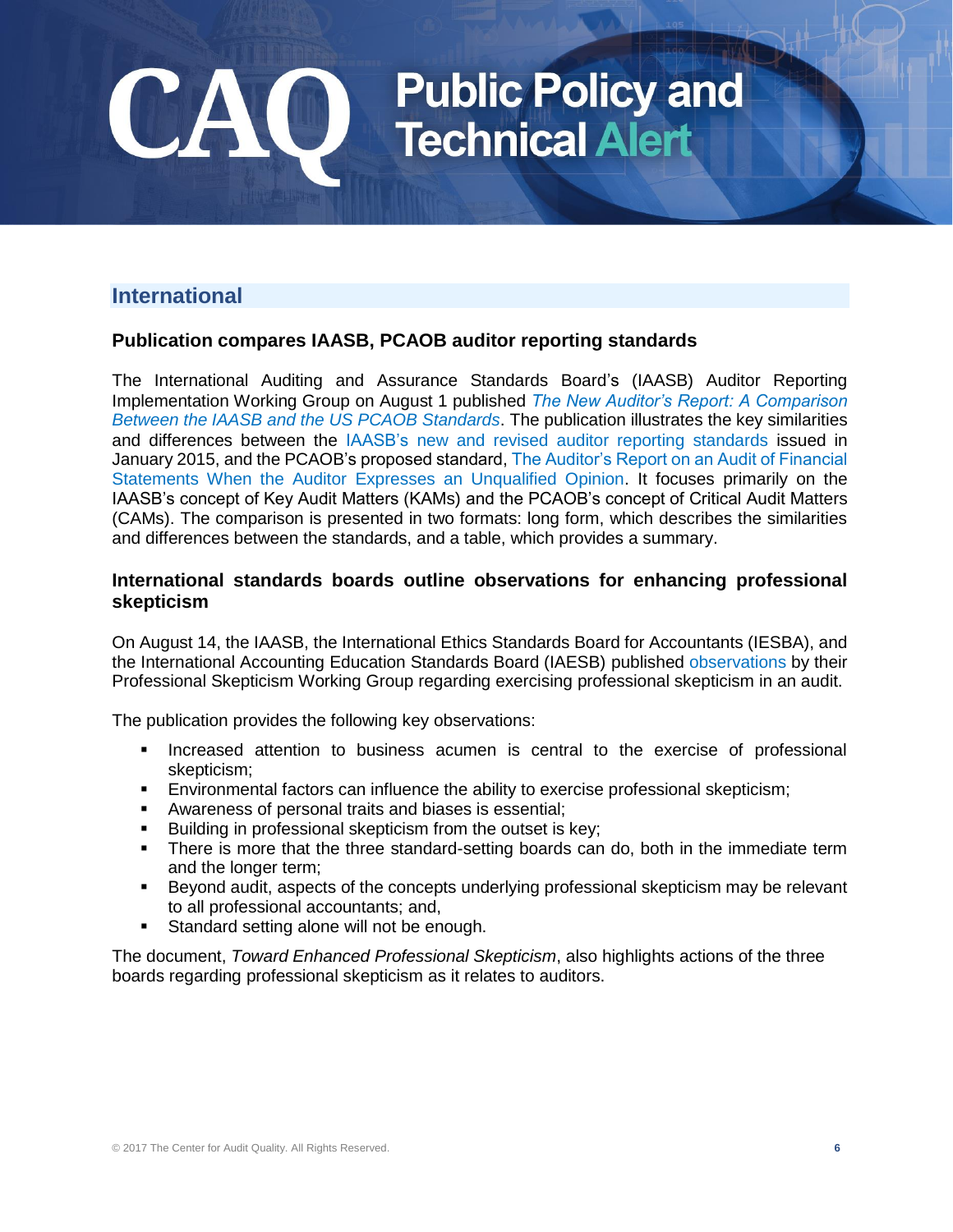## International

### Publication compares IAASB, PCAOB auditor reporting standards

The International Auditing and Assurance Standards Board's (IAASB) Auditor Reporting Implementation Working Group on August 1 published *The New Auditor's Report: A Comparison Between the IAASB and the US PCAOB Standards*. The publication illustrates the key similarities and differences between the IAASB's new and revised auditor reporting standards issued in January 2015, and the PCAOB's proposed standard, The Auditor's Report on an Audit of Financial Statements When the Auditor Expresses an Unqualified Opinion. It focuses primarily on the IAASB's concept of Key Audit Matters (KAMs) and the PCAOB's concept of Critical Audit Matters (CAMs). The comparison is presented in two formats: long form, which describes the similarities and differences between the standards, and a table, which provides a summary.

### International standards boards outline observations for enhancing professional skepticism

On August 14, the IAASB, the International Ethics Standards Board for Accountants (IESBA), and the International Accounting Education Standards Board (IAESB) published observations by their Professional Skepticism Working Group regarding exercising professional skepticism in an audit.

The publication provides the following key observations:

- Increased attention to business acumen is central to the exercise of professional skepticism;
- Environmental factors can influence the ability to exercise professional skepticism;
- Awareness of personal traits and biases is essential;
- Building in professional skepticism from the outset is key;
- There is more that the three standard-setting boards can do, both in the immediate term and the longer term;
- Beyond audit, aspects of the concepts underlying professional skepticism may be relevant to all professional accountants; and,
- Standard setting alone will not be enough.

The document, *Toward Enhanced Professional Skepticism*, also highlights actions of the three boards regarding professional skepticism as it relates to auditors.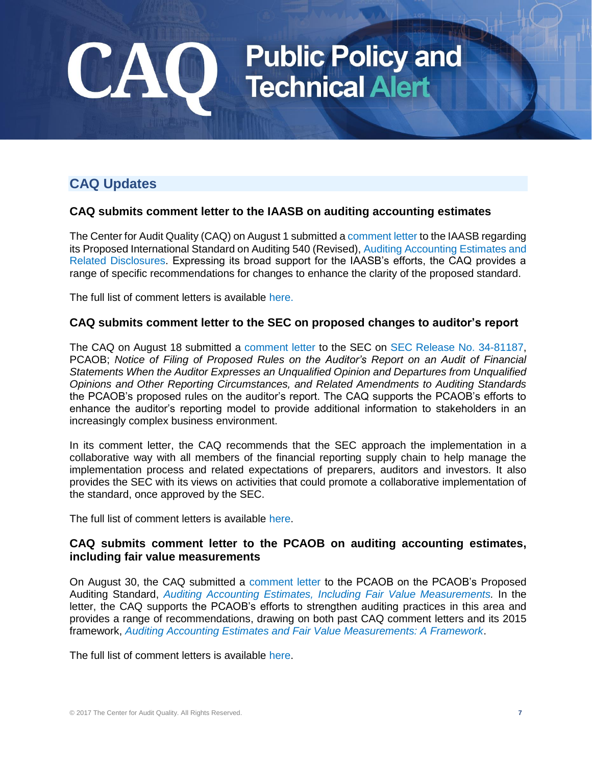# CAQ Public Policy and Technical Alert

## CAQ Updates

### CAQ submits comment letter to the IAASB on auditing accounting estimates

The Center for Audit Quality (CAQ) on August 1 submitted a comment letter to the IAASB regarding its Proposed International Standard on Auditing 540 (Revised), Auditing Accounting Estimates and Related Disclosures. Expressing its broad support for the IAASB's efforts, the CAQ provides a range of specific recommendations for changes to enhance the clarity of the proposed standard.

The full list of comment letters is available here.

### CAQ submits comment letter to the SEC on proposed changes to auditor's report

The CAQ on August 18 submitted a comment letter to the SEC on SEC Release No. 34-81187, PCAOB; *Notice of Filing of Proposed Rules on the Auditor's Report on an Audit of Financial Statements When the Auditor Expresses an Unqualified Opinion and Departures from Unqualified Opinions and Other Reporting Circumstances, and Related Amendments to Auditing Standards* the PCAOB's proposed rules on the auditor's report. The CAQ supports the PCAOB's efforts to enhance the auditor's reporting model to provide additional information to stakeholders in an increasingly complex business environment.

In its comment letter, the CAQ recommends that the SEC approach the implementation in a collaborative way with all members of the financial reporting supply chain to help manage the implementation process and related expectations of preparers, auditors and investors. It also provides the SEC with its views on activities that could promote a collaborative implementation of the standard, once approved by the SEC.

The full list of comment letters is available here.

### CAQ submits comment letter to the PCAOB on auditing accounting estimates, including fair value measurements

On August 30, the CAQ submitted a comment letter to the PCAOB on the PCAOB's Proposed Auditing Standard, *Auditing Accounting Estimates, Including Fair Value Measurements.* In the letter, the CAQ supports the PCAOB's efforts to strengthen auditing practices in this area and provides a range of recommendations, drawing on both past CAQ comment letters and its 2015 framework, *Auditing Accounting Estimates and Fair Value Measurements: A Framework*.

The full list of comment letters is available here.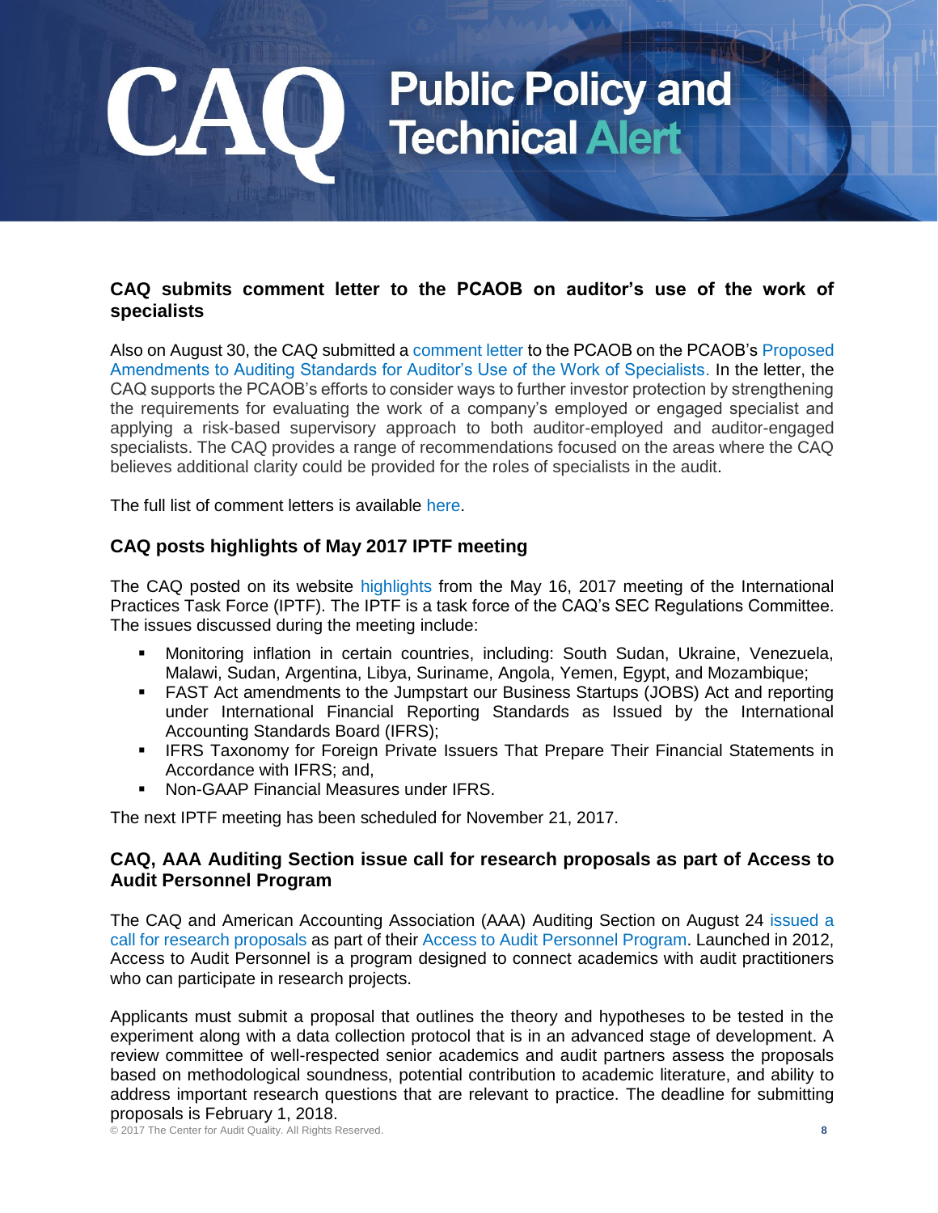## CAQ submits comment letter to the PCAOB on auditor's use of the work of specialists

Also on August 30, the CAQ submitted a comment letter to the PCAOB on the PCAOB's Proposed Amendments to Auditing Standards for Auditor's Use of the Work of Specialists. In the letter, the CAQ supports the PCAOB's efforts to consider ways to further investor protection by strengthening the requirements for evaluating the work of a company's employed or engaged specialist and applying a risk-based supervisory approach to both auditor-employed and auditor-engaged specialists. The CAQ provides a range of recommendations focused on the areas where the CAQ believes additional clarity could be provided for the roles of specialists in the audit.

The full list of comment letters is available here.

## CAQ posts highlights of May 2017 IPTF meeting

The CAQ posted on its website highlights from the May 16, 2017 meeting of the International Practices Task Force (IPTF). The IPTF is a task force of the CAQ's SEC Regulations Committee. The issues discussed during the meeting include:

- Monitoring inflation in certain countries, including: South Sudan, Ukraine, Venezuela, Malawi, Sudan, Argentina, Libya, Suriname, Angola, Yemen, Egypt, and Mozambique;
- FAST Act amendments to the Jumpstart our Business Startups (JOBS) Act and reporting under International Financial Reporting Standards as Issued by the International Accounting Standards Board (IFRS);
- IFRS Taxonomy for Foreign Private Issuers That Prepare Their Financial Statements in Accordance with IFRS; and,
- Non-GAAP Financial Measures under IFRS.

The next IPTF meeting has been scheduled for November 21, 2017.

## CAQ, AAA Auditing Section issue call for research proposals as part of Access to Audit Personnel Program

The CAQ and American Accounting Association (AAA) Auditing Section on August 24 issued a call for research proposals as part of their Access to Audit Personnel Program. Launched in 2012, Access to Audit Personnel is a program designed to connect academics with audit practitioners who can participate in research projects.

Applicants must submit a proposal that outlines the theory and hypotheses to be tested in the experiment along with a data collection protocol that is in an advanced stage of development. A review committee of well-respected senior academics and audit partners assess the proposals based on methodological soundness, potential contribution to academic literature, and ability to address important research questions that are relevant to practice. The deadline for submitting proposals is February 1, 2018.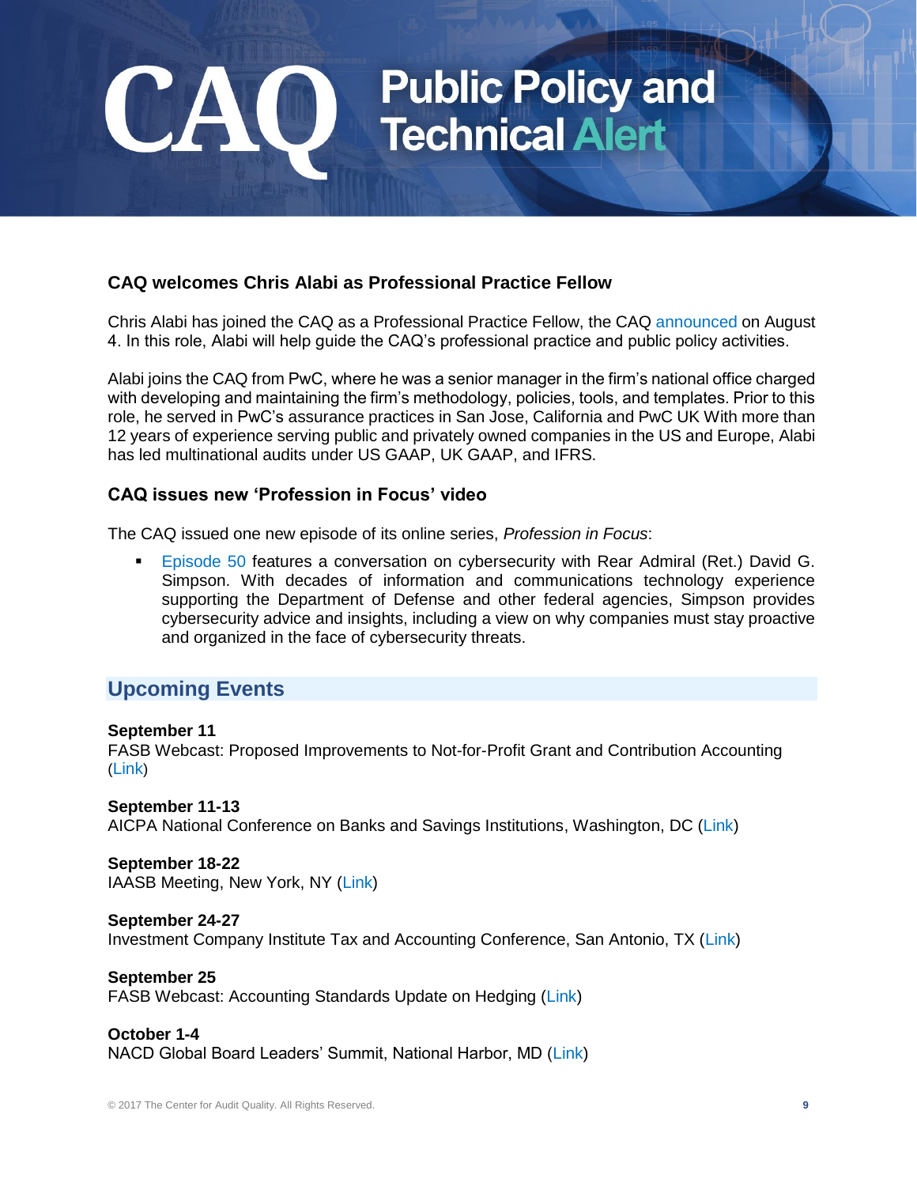## CAQ welcomes Chris Alabi as Professional Practice Fellow

Chris Alabi has joined the CAQ as a Professional Practice Fellow, the CAQ announced on August 4. In this role, Alabi will help guide the CAQ's professional practice and public policy activities.

Alabi joins the CAQ from PwC, where he was a senior manager in the firm's national office charged with developing and maintaining the firm's methodology, policies, tools, and templates. Prior to this role, he served in PwC's assurance practices in San Jose, California and PwC UK With more than 12 years of experience serving public and privately owned companies in the US and Europe, Alabi has led multinational audits under US GAAP, UK GAAP, and IFRS.

## CAQ issues new 'Profession in Focus' video

The CAQ issued one new episode of its online series, *Profession in Focus*:

- Episode 50 features a conversation on cybersecurity with Rear Admiral (Ret.) David G. Simpson. With decades of information and communications technology experience supporting the Department of Defense and other federal agencies, Simpson provides cybersecurity advice and insights, including a view on why companies must stay proactive and organized in the face of cybersecurity threats.

# Upcoming Events

**September 11**
FASB Webcast: Proposed Improvements to Not-for-Profit Grant and Contribution Accounting (Link)

**September 11-13**
AICPA National Conference on Banks and Savings Institutions, Washington, DC (Link)

**September 18-22**
IAASB Meeting, New York, NY (Link)

**September 24-27**
Investment Company Institute Tax and Accounting Conference, San Antonio, TX (Link)

**September 25**
FASB Webcast: Accounting Standards Update on Hedging (Link)

**October 1-4**
NACD Global Board Leaders' Summit, National Harbor, MD (Link)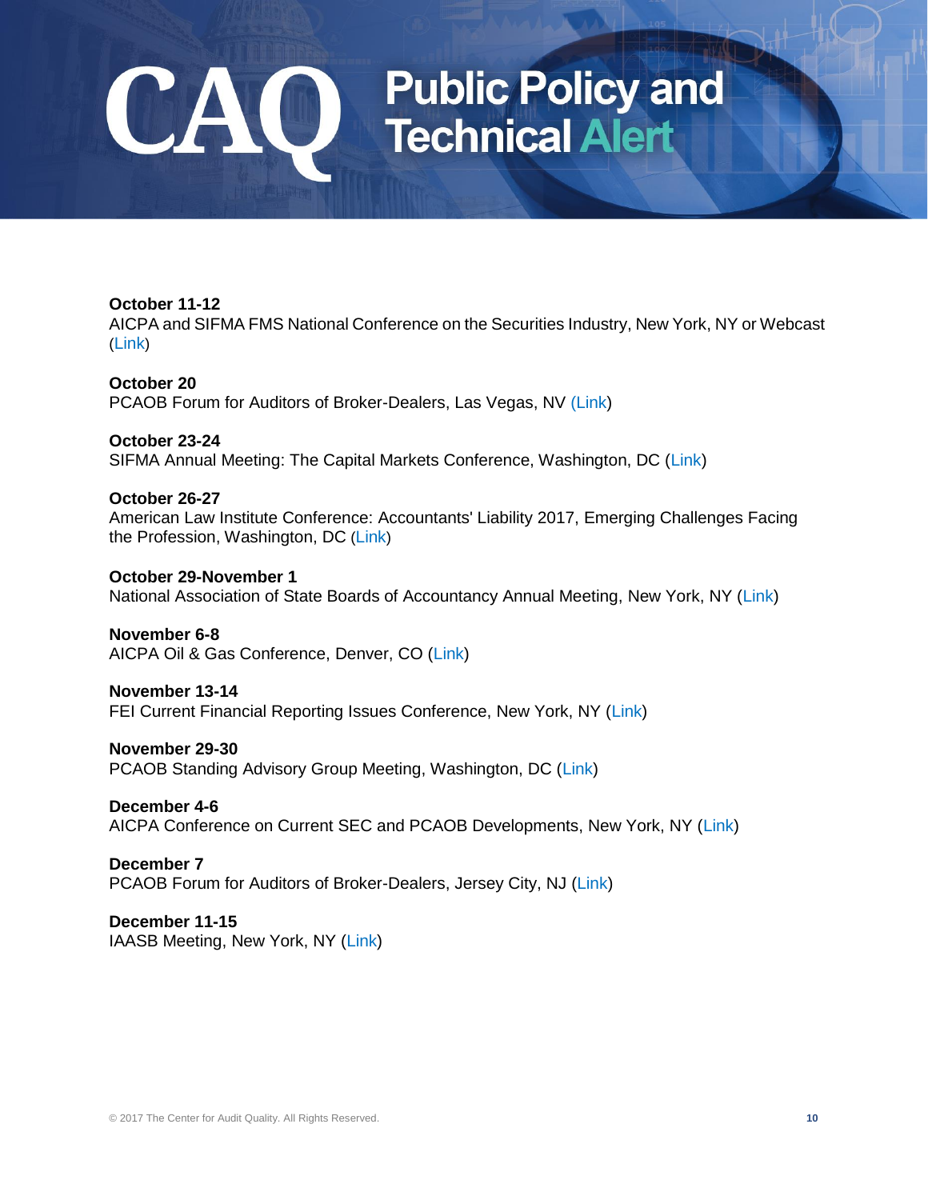**October 11-12**
AICPA and SIFMA FMS National Conference on the Securities Industry, New York, NY or Webcast (Link)

**October 20**
PCAOB Forum for Auditors of Broker-Dealers, Las Vegas, NV (Link)

**October 23-24**
SIFMA Annual Meeting: The Capital Markets Conference, Washington, DC (Link)

**October 26-27**
American Law Institute Conference: Accountants' Liability 2017, Emerging Challenges Facing the Profession, Washington, DC (Link)

**October 29-November 1**
National Association of State Boards of Accountancy Annual Meeting, New York, NY (Link)

**November 6-8**
AICPA Oil & Gas Conference, Denver, CO (Link)

**November 13-14**
FEI Current Financial Reporting Issues Conference, New York, NY (Link)

**November 29-30**
PCAOB Standing Advisory Group Meeting, Washington, DC (Link)

**December 4-6**
AICPA Conference on Current SEC and PCAOB Developments, New York, NY (Link)

**December 7**
PCAOB Forum for Auditors of Broker-Dealers, Jersey City, NJ (Link)

**December 11-15**
IAASB Meeting, New York, NY (Link)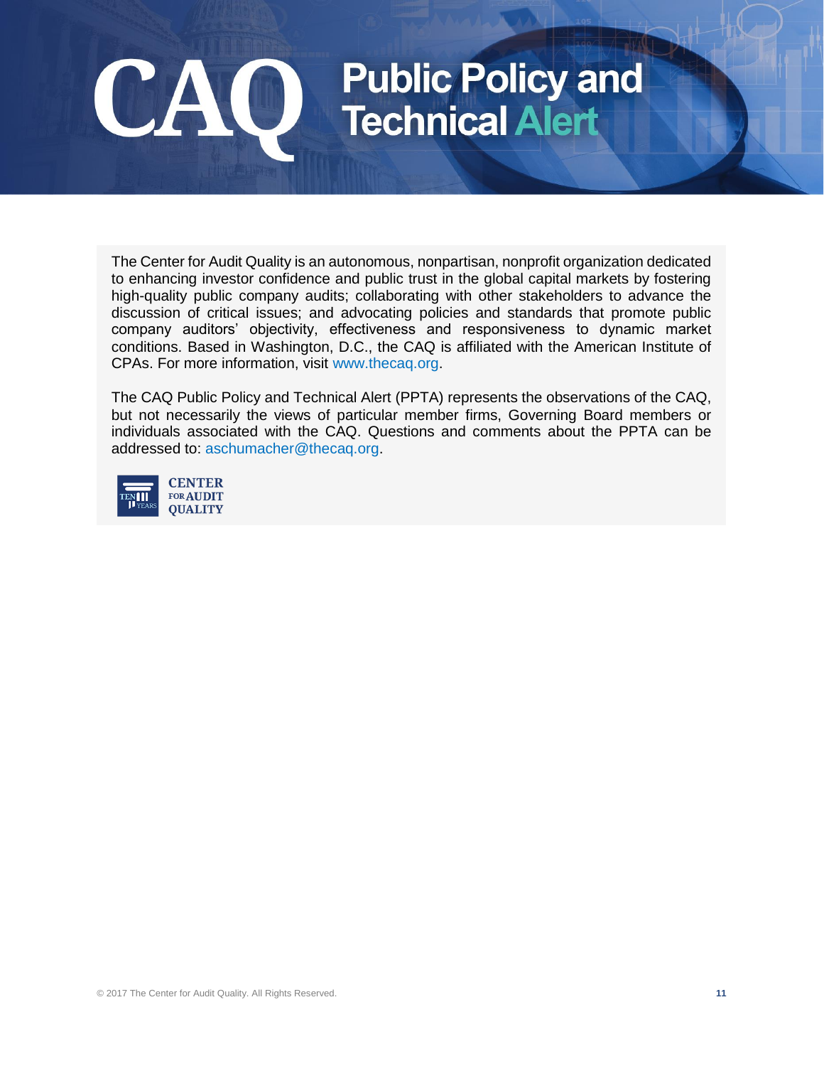# CAQ Public Policy and Technical Alert

The Center for Audit Quality is an autonomous, nonpartisan, nonprofit organization dedicated to enhancing investor confidence and public trust in the global capital markets by fostering high-quality public company audits; collaborating with other stakeholders to advance the discussion of critical issues; and advocating policies and standards that promote public company auditors' objectivity, effectiveness and responsiveness to dynamic market conditions. Based in Washington, D.C., the CAQ is affiliated with the American Institute of CPAs. For more information, visit www.thecaq.org.

The CAQ Public Policy and Technical Alert (PPTA) represents the observations of the CAQ, but not necessarily the views of particular member firms, Governing Board members or individuals associated with the CAQ. Questions and comments about the PPTA can be addressed to: aschumacher@thecaq.org.

CENTER FOR AUDIT QUALITY

© 2017 The Center for Audit Quality. All Rights Reserved.